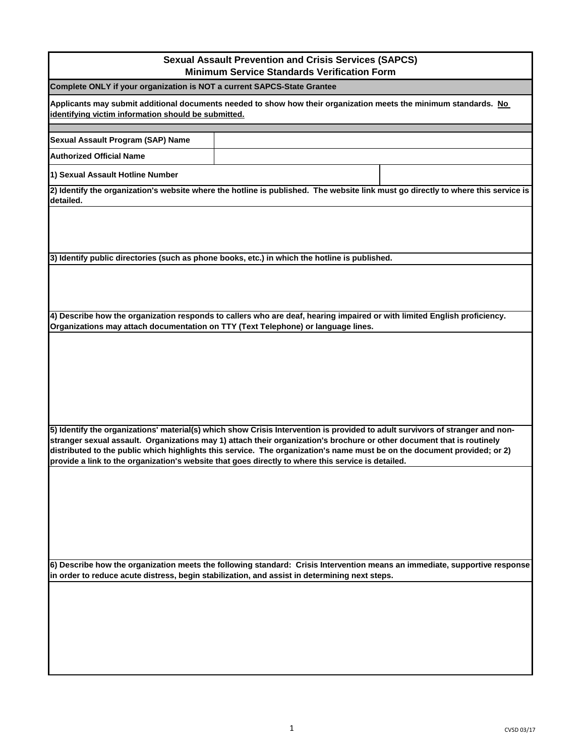# Sexual Assault Prevention and Crisis Services (SAPCS)
## Minimum Service Standards Verification Form

**Complete ONLY if your organization is NOT a current SAPCS-State Grantee**

**Applicants may submit additional documents needed to show how their organization meets the minimum standards. <u>No identifying victim information should be submitted.</u>**

| | |
|---|---|
| **Sexual Assault Program (SAP) Name** | |
| **Authorized Official Name** | |
| **1) Sexual Assault Hotline Number** | |

**2) Identify the organization's website where the hotline is published. The website link must go directly to where this service is detailed.**

**3) Identify public directories (such as phone books, etc.) in which the hotline is published.**

**4) Describe how the organization responds to callers who are deaf, hearing impaired or with limited English proficiency. Organizations may attach documentation on TTY (Text Telephone) or language lines.**

**5) Identify the organizations' material(s) which show Crisis Intervention is provided to adult survivors of stranger and non-stranger sexual assault. Organizations may 1) attach their organization's brochure or other document that is routinely distributed to the public which highlights this service. The organization's name must be on the document provided; or 2) provide a link to the organization's website that goes directly to where this service is detailed.**

**6) Describe how the organization meets the following standard: Crisis Intervention means an immediate, supportive response in order to reduce acute distress, begin stabilization, and assist in determining next steps.**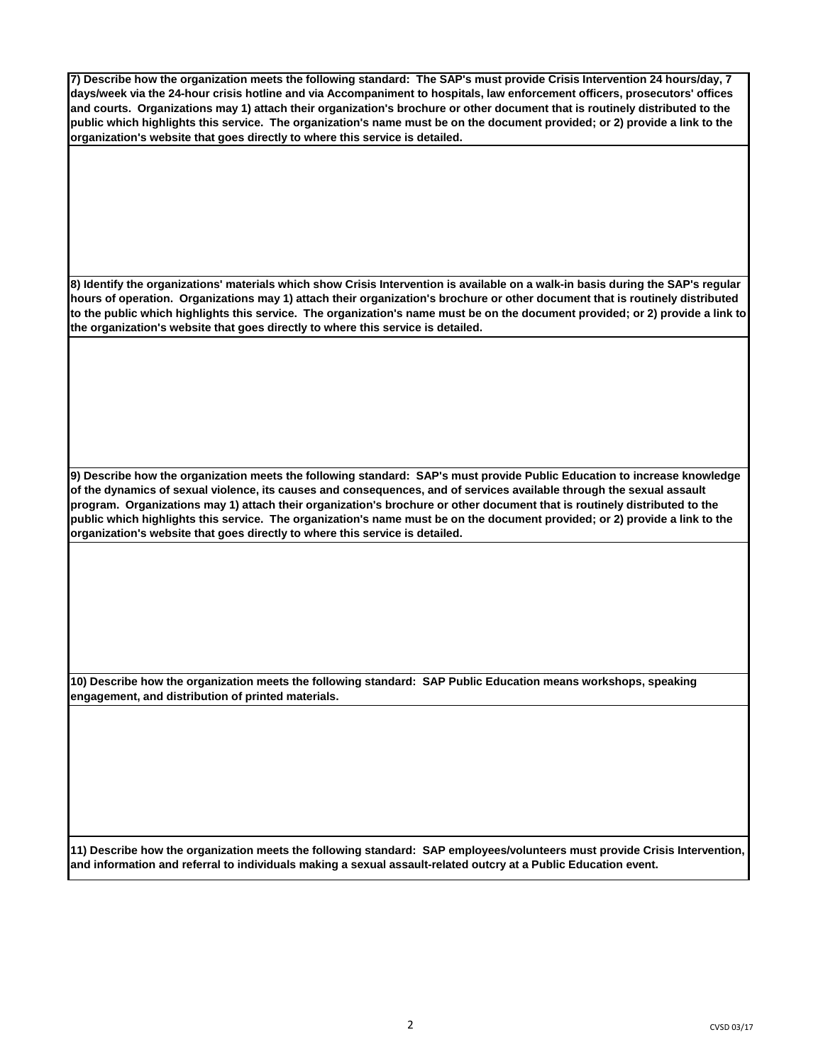**7) Describe how the organization meets the following standard: The SAP's must provide Crisis Intervention 24 hours/day, 7 days/week via the 24-hour crisis hotline and via Accompaniment to hospitals, law enforcement officers, prosecutors' offices and courts. Organizations may 1) attach their organization's brochure or other document that is routinely distributed to the public which highlights this service. The organization's name must be on the document provided; or 2) provide a link to the organization's website that goes directly to where this service is detailed.**

**8) Identify the organizations' materials which show Crisis Intervention is available on a walk-in basis during the SAP's regular hours of operation. Organizations may 1) attach their organization's brochure or other document that is routinely distributed to the public which highlights this service. The organization's name must be on the document provided; or 2) provide a link to the organization's website that goes directly to where this service is detailed.**

**9) Describe how the organization meets the following standard: SAP's must provide Public Education to increase knowledge of the dynamics of sexual violence, its causes and consequences, and of services available through the sexual assault program. Organizations may 1) attach their organization's brochure or other document that is routinely distributed to the public which highlights this service. The organization's name must be on the document provided; or 2) provide a link to the organization's website that goes directly to where this service is detailed.**

**10) Describe how the organization meets the following standard: SAP Public Education means workshops, speaking engagement, and distribution of printed materials.**

**11) Describe how the organization meets the following standard: SAP employees/volunteers must provide Crisis Intervention, and information and referral to individuals making a sexual assault-related outcry at a Public Education event.**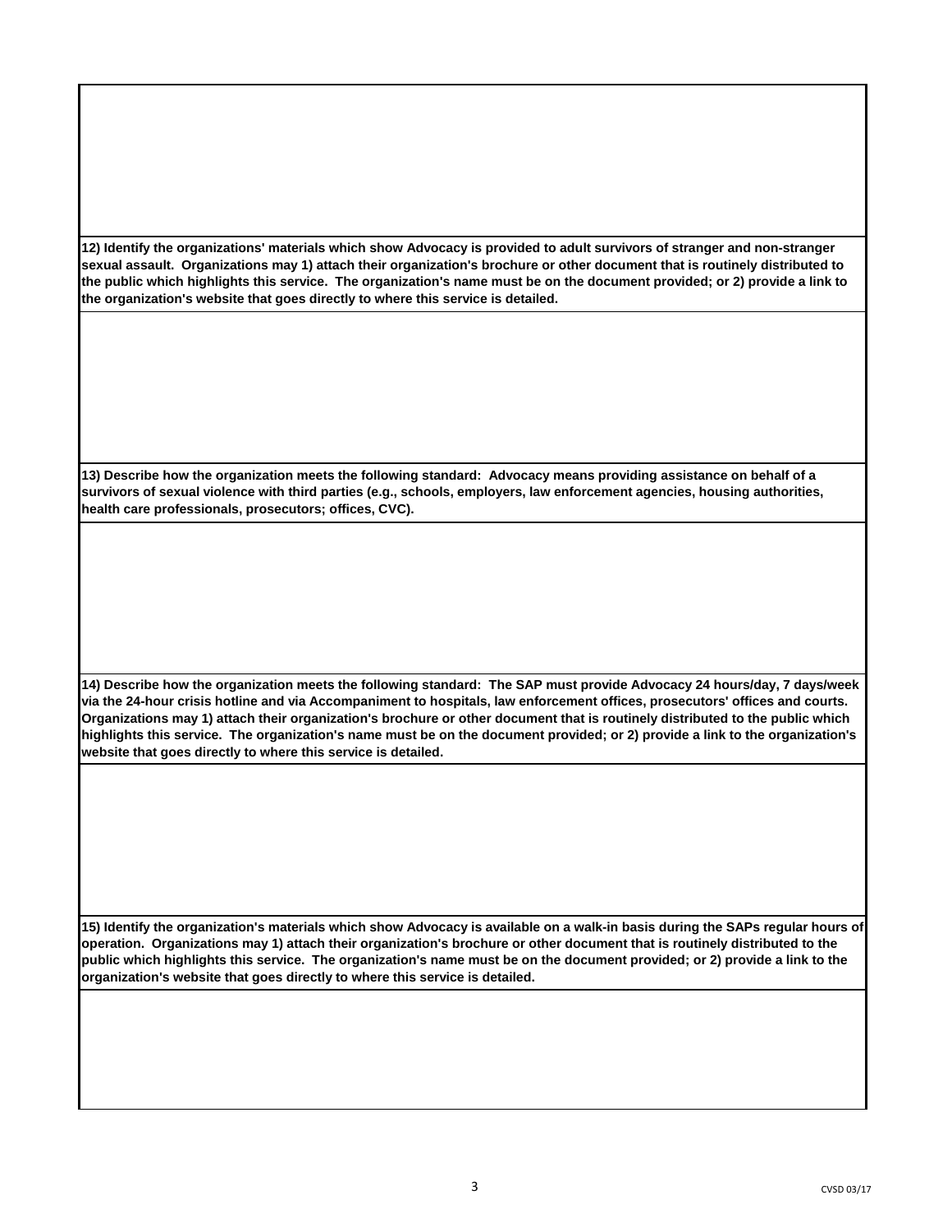**12) Identify the organizations' materials which show Advocacy is provided to adult survivors of stranger and non-stranger sexual assault. Organizations may 1) attach their organization's brochure or other document that is routinely distributed to the public which highlights this service. The organization's name must be on the document provided; or 2) provide a link to the organization's website that goes directly to where this service is detailed.**

**13) Describe how the organization meets the following standard: Advocacy means providing assistance on behalf of a survivors of sexual violence with third parties (e.g., schools, employers, law enforcement agencies, housing authorities, health care professionals, prosecutors; offices, CVC).**

**14) Describe how the organization meets the following standard: The SAP must provide Advocacy 24 hours/day, 7 days/week via the 24-hour crisis hotline and via Accompaniment to hospitals, law enforcement offices, prosecutors' offices and courts. Organizations may 1) attach their organization's brochure or other document that is routinely distributed to the public which highlights this service. The organization's name must be on the document provided; or 2) provide a link to the organization's website that goes directly to where this service is detailed.**

**15) Identify the organization's materials which show Advocacy is available on a walk-in basis during the SAPs regular hours of operation. Organizations may 1) attach their organization's brochure or other document that is routinely distributed to the public which highlights this service. The organization's name must be on the document provided; or 2) provide a link to the organization's website that goes directly to where this service is detailed.**

CVSD 03/17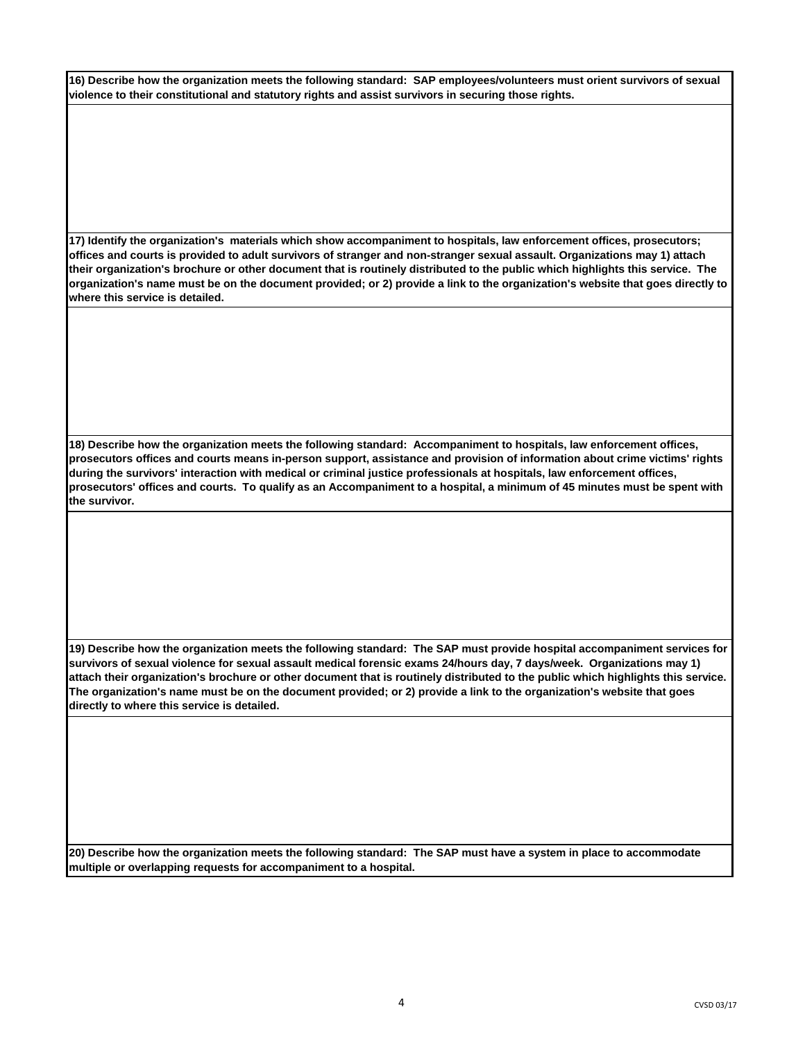**16) Describe how the organization meets the following standard: SAP employees/volunteers must orient survivors of sexual violence to their constitutional and statutory rights and assist survivors in securing those rights.**

**17) Identify the organization's materials which show accompaniment to hospitals, law enforcement offices, prosecutors; offices and courts is provided to adult survivors of stranger and non-stranger sexual assault. Organizations may 1) attach their organization's brochure or other document that is routinely distributed to the public which highlights this service. The organization's name must be on the document provided; or 2) provide a link to the organization's website that goes directly to where this service is detailed.**

**18) Describe how the organization meets the following standard: Accompaniment to hospitals, law enforcement offices, prosecutors offices and courts means in-person support, assistance and provision of information about crime victims' rights during the survivors' interaction with medical or criminal justice professionals at hospitals, law enforcement offices, prosecutors' offices and courts. To qualify as an Accompaniment to a hospital, a minimum of 45 minutes must be spent with the survivor.**

**19) Describe how the organization meets the following standard: The SAP must provide hospital accompaniment services for survivors of sexual violence for sexual assault medical forensic exams 24/hours day, 7 days/week. Organizations may 1) attach their organization's brochure or other document that is routinely distributed to the public which highlights this service. The organization's name must be on the document provided; or 2) provide a link to the organization's website that goes directly to where this service is detailed.**

**20) Describe how the organization meets the following standard: The SAP must have a system in place to accommodate multiple or overlapping requests for accompaniment to a hospital.**

CVSD 03/17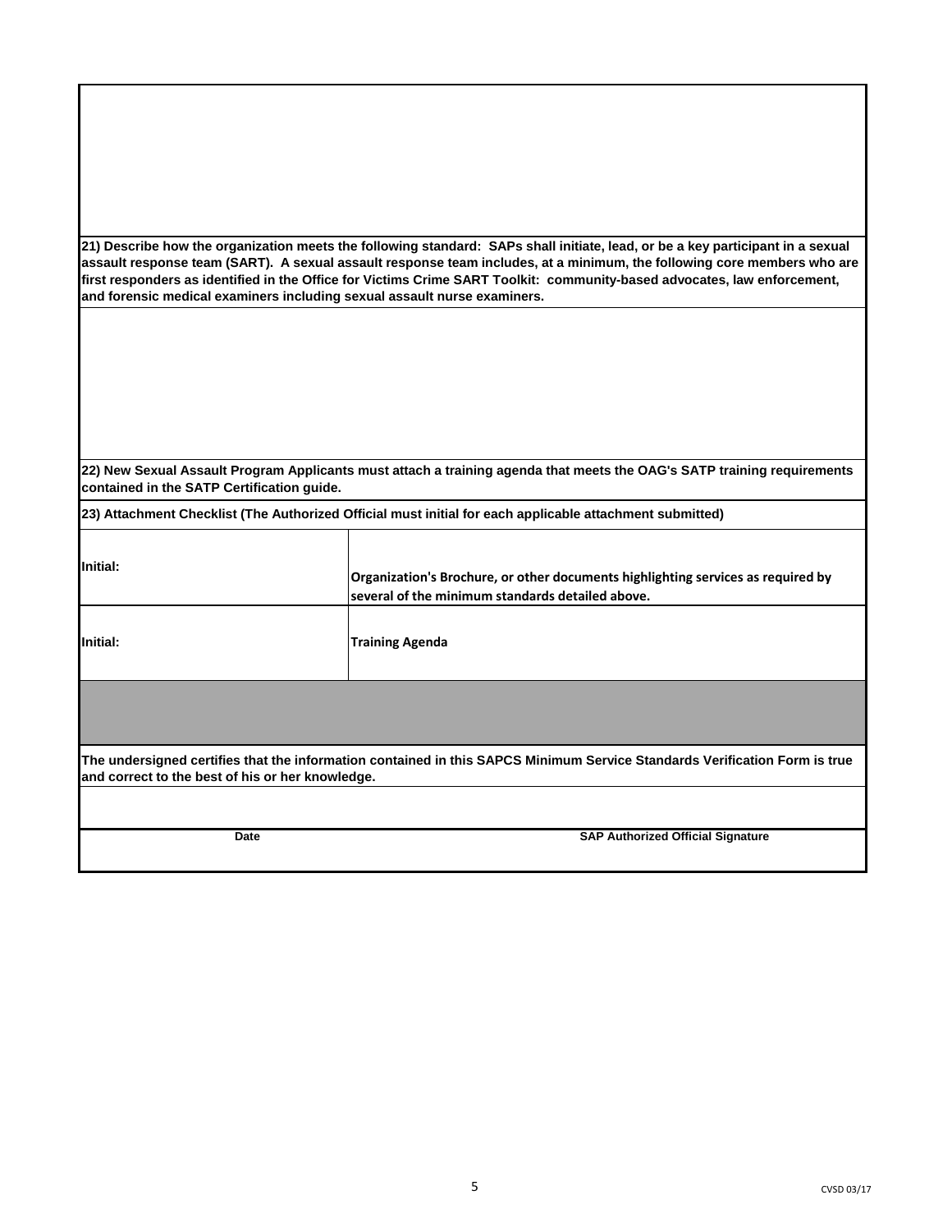**21) Describe how the organization meets the following standard: SAPs shall initiate, lead, or be a key participant in a sexual assault response team (SART). A sexual assault response team includes, at a minimum, the following core members who are first responders as identified in the Office for Victims Crime SART Toolkit: community-based advocates, law enforcement, and forensic medical examiners including sexual assault nurse examiners.**

**22) New Sexual Assault Program Applicants must attach a training agenda that meets the OAG's SATP training requirements contained in the SATP Certification guide.**

**23) Attachment Checklist (The Authorized Official must initial for each applicable attachment submitted)**

| | |
|---|---|
| **Initial:** | **Organization's Brochure, or other documents highlighting services as required by several of the minimum standards detailed above.** |
| **Initial:** | **Training Agenda** |

**The undersigned certifies that the information contained in this SAPCS Minimum Service Standards Verification Form is true and correct to the best of his or her knowledge.**

| | |
|---|---|
| **Date** | **SAP Authorized Official Signature** |

CVSD 03/17